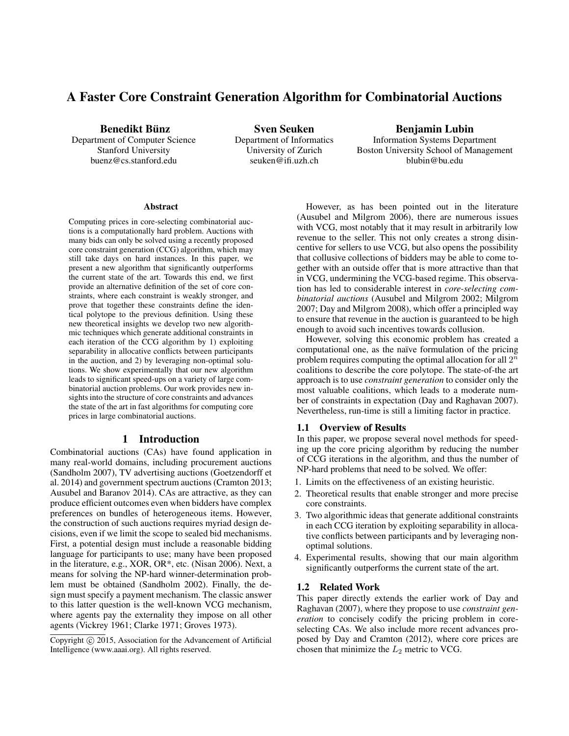# A Faster Core Constraint Generation Algorithm for Combinatorial Auctions

**Benedikt Bünz**
Department of Computer Science
Stanford University
buenz@cs.stanford.edu

**Sven Seuken**
Department of Informatics
University of Zurich
seuken@ifi.uzh.ch

**Benjamin Lubin**
Information Systems Department
Boston University School of Management
blubin@bu.edu

### Abstract

Computing prices in core-selecting combinatorial auctions is a computationally hard problem. Auctions with many bids can only be solved using a recently proposed core constraint generation (CCG) algorithm, which may still take days on hard instances. In this paper, we present a new algorithm that significantly outperforms the current state of the art. Towards this end, we first provide an alternative definition of the set of core constraints, where each constraint is weakly stronger, and prove that together these constraints define the identical polytope to the previous definition. Using these new theoretical insights we develop two new algorithmic techniques which generate additional constraints in each iteration of the CCG algorithm by 1) exploiting separability in allocative conflicts between participants in the auction, and 2) by leveraging non-optimal solutions. We show experimentally that our new algorithm leads to significant speed-ups on a variety of large combinatorial auction problems. Our work provides new insights into the structure of core constraints and advances the state of the art in fast algorithms for computing core prices in large combinatorial auctions.

## 1 Introduction

Combinatorial auctions (CAs) have found application in many real-world domains, including procurement auctions (Sandholm 2007), TV advertising auctions (Goetzendorff et al. 2014) and government spectrum auctions (Cramton 2013; Ausubel and Baranov 2014). CAs are attractive, as they can produce efficient outcomes even when bidders have complex preferences on bundles of heterogeneous items. However, the construction of such auctions requires myriad design decisions, even if we limit the scope to sealed bid mechanisms. First, a potential design must include a reasonable bidding language for participants to use; many have been proposed in the literature, e.g., XOR, OR*, etc. (Nisan 2006). Next, a means for solving the NP-hard winner-determination problem must be obtained (Sandholm 2002). Finally, the design must specify a payment mechanism. The classic answer to this latter question is the well-known VCG mechanism, where agents pay the externality they impose on all other agents (Vickrey 1961; Clarke 1971; Groves 1973).

However, as has been pointed out in the literature (Ausubel and Milgrom 2006), there are numerous issues with VCG, most notably that it may result in arbitrarily low revenue to the seller. This not only creates a strong disincentive for sellers to use VCG, but also opens the possibility that collusive collections of bidders may be able to come together with an outside offer that is more attractive than that in VCG, undermining the VCG-based regime. This observation has led to considerable interest in *core-selecting combinatorial auctions* (Ausubel and Milgrom 2002; Milgrom 2007; Day and Milgrom 2008), which offer a principled way to ensure that revenue in the auction is guaranteed to be high enough to avoid such incentives towards collusion.

However, solving this economic problem has created a computational one, as the naïve formulation of the pricing problem requires computing the optimal allocation for all $2^n$ coalitions to describe the core polytope. The state-of-the art approach is to use *constraint generation* to consider only the most valuable coalitions, which leads to a moderate number of constraints in expectation (Day and Raghavan 2007). Nevertheless, run-time is still a limiting factor in practice.

### 1.1 Overview of Results

In this paper, we propose several novel methods for speeding up the core pricing algorithm by reducing the number of CCG iterations in the algorithm, and thus the number of NP-hard problems that need to be solved. We offer:

1. Limits on the effectiveness of an existing heuristic.
2. Theoretical results that enable stronger and more precise core constraints.
3. Two algorithmic ideas that generate additional constraints in each CCG iteration by exploiting separability in allocative conflicts between participants and by leveraging non-optimal solutions.
4. Experimental results, showing that our main algorithm significantly outperforms the current state of the art.

### 1.2 Related Work

This paper directly extends the earlier work of Day and Raghavan (2007), where they propose to use *constraint generation* to concisely codify the pricing problem in core-selecting CAs. We also include more recent advances proposed by Day and Cramton (2012), where core prices are chosen that minimize the $L_2$ metric to VCG.

Copyright © 2015, Association for the Advancement of Artificial Intelligence (www.aaai.org). All rights reserved.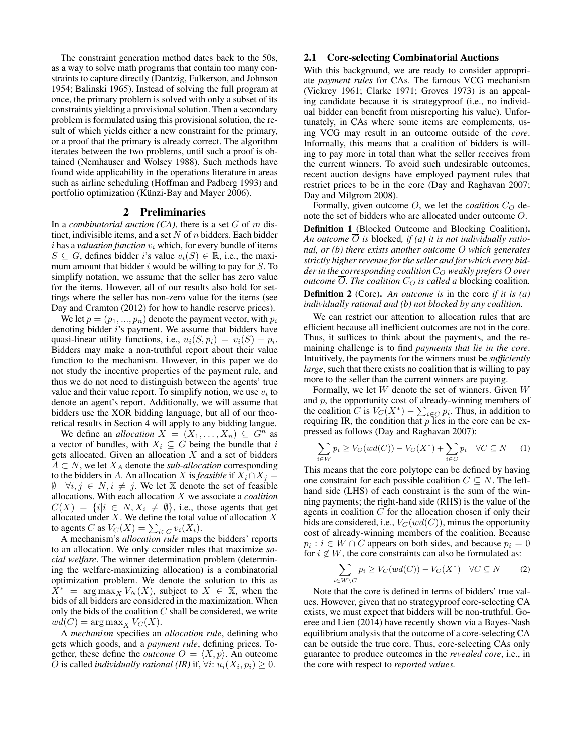The constraint generation method dates back to the 50s, as a way to solve math programs that contain too many constraints to capture directly (Dantzig, Fulkerson, and Johnson 1954; Balinski 1965). Instead of solving the full program at once, the primary problem is solved with only a subset of its constraints yielding a provisional solution. Then a secondary problem is formulated using this provisional solution, the result of which yields either a new constraint for the primary, or a proof that the primary is already correct. The algorithm iterates between the two problems, until such a proof is obtained (Nemhauser and Wolsey 1988). Such methods have found wide applicability in the operations literature in areas such as airline scheduling (Hoffman and Padberg 1993) and portfolio optimization (Künzi-Bay and Mayer 2006).

## 2 Preliminaries

In a *combinatorial auction (CA)*, there is a set $G$ of $m$ distinct, indivisible items, and a set $N$ of $n$ bidders. Each bidder $i$ has a *valuation function* $v_i$ which, for every bundle of items $S \subseteq G$, defines bidder $i$'s value $v_i(S) \in \mathbb{R}$, i.e., the maximum amount that bidder $i$ would be willing to pay for $S$. To simplify notation, we assume that the seller has zero value for the items. However, all of our results also hold for settings where the seller has non-zero value for the items (see Day and Cramton (2012) for how to handle reserve prices).

We let $p = (p_1, ..., p_n)$ denote the payment vector, with $p_i$ denoting bidder $i$'s payment. We assume that bidders have quasi-linear utility functions, i.e., $u_i(S, p_i) = v_i(S) - p_i$. Bidders may make a non-truthful report about their value function to the mechanism. However, in this paper we do not study the incentive properties of the payment rule, and thus we do not need to distinguish between the agents' true value and their value report. To simplify notion, we use $v_i$ to denote an agent's report. Additionally, we will assume that bidders use the XOR bidding language, but all of our theoretical results in Section 4 will apply to any bidding langue.

We define an *allocation* $X = (X_1, \ldots, X_n) \subseteq G^n$ as a vector of bundles, with $X_i \subseteq G$ being the bundle that $i$ gets allocated. Given an allocation $X$ and a set of bidders $A \subset N$, we let $X_A$ denote the *sub-allocation* corresponding to the bidders in $A$. An allocation $X$ is *feasible* if $X_i \cap X_j = \emptyset \quad \forall i, j \in N, i \neq j$. We let $\mathbb{X}$ denote the set of feasible allocations. With each allocation $X$ we associate a *coalition* $C(X) = \{i | i \in N, X_i \neq \emptyset\}$, i.e., those agents that get allocated under $X$. We define the total value of allocation $X$ to agents $C$ as $V_C(X) = \sum_{i \in C} v_i(X_i)$.

A mechanism's *allocation rule* maps the bidders' reports to an allocation. We only consider rules that maximize *social welfare*. The winner determination problem (determining the welfare-maximizing allocation) is a combinatorial optimization problem. We denote the solution to this as $X^* = \arg\max_X V_N(X)$, subject to $X \in \mathbb{X}$, when the bids of all bidders are considered in the maximization. When only the bids of the coalition $C$ shall be considered, we write $wd(C) = \arg\max_X V_C(X)$.

A *mechanism* specifies an *allocation rule*, defining who gets which goods, and a *payment rule*, defining prices. Together, these define the *outcome* $O = \langle X, p \rangle$. An outcome $O$ is called *individually rational (IR)* if, $\forall i$: $u_i(X_i, p_i) \geq 0$.

### 2.1 Core-selecting Combinatorial Auctions

With this background, we are ready to consider appropriate *payment rules* for CAs. The famous VCG mechanism (Vickrey 1961; Clarke 1971; Groves 1973) is an appealing candidate because it is strategyproof (i.e., no individual bidder can benefit from misreporting his value). Unfortunately, in CAs where some items are complements, using VCG may result in an outcome outside of the *core*. Informally, this means that a coalition of bidders is willing to pay more in total than what the seller receives from the current winners. To avoid such undesirable outcomes, recent auction designs have employed payment rules that restrict prices to be in the core (Day and Raghavan 2007; Day and Milgrom 2008).

Formally, given outcome $O$, we let the *coalition* $C_O$ denote the set of bidders who are allocated under outcome $O$.

**Definition 1** (Blocked Outcome and Blocking Coalition)**.** *An outcome $\overline{O}$ is* blocked*, if (a) it is not individually rational, or (b) there exists another outcome $O$ which generates strictly higher revenue for the seller and for which every bidder in the corresponding coalition $C_O$ weakly prefers $O$ over outcome $\overline{O}$. The coalition $C_O$ is called a* blocking coalition*.*

**Definition 2** (Core)**.** *An outcome is* in the core *if it is (a) individually rational and (b) not blocked by any coalition.*

We can restrict our attention to allocation rules that are efficient because all inefficient outcomes are not in the core. Thus, it suffices to think about the payments, and the remaining challenge is to find *payments that lie in the core*. Intuitively, the payments for the winners must be *sufficiently large*, such that there exists no coalition that is willing to pay more to the seller than the current winners are paying.

Formally, we let $W$ denote the set of winners. Given $W$ and $p$, the opportunity cost of already-winning members of the coalition $C$ is $V_C(X^*) - \sum_{i \in C} p_i$. Thus, in addition to requiring IR, the condition that $p$ lies in the core can be expressed as follows (Day and Raghavan 2007):

$$\sum_{i \in W} p_i \geq V_C(wd(C)) - V_C(X^*) + \sum_{i \in C} p_i \quad \forall C \subseteq N \tag{1}$$

This means that the core polytope can be defined by having one constraint for each possible coalition $C \subseteq N$. The left-hand side (LHS) of each constraint is the sum of the winning payments; the right-hand side (RHS) is the value of the agents in coalition $C$ for the allocation chosen if only their bids are considered, i.e., $V_C(wd(C))$, minus the opportunity cost of already-winning members of the coalition. Because $p_i : i \in W \cap C$ appears on both sides, and because $p_i = 0$ for $i \notin W$, the core constraints can also be formulated as:

$$\sum_{i \in W \setminus C} p_i \geq V_C(wd(C)) - V_C(X^*) \quad \forall C \subseteq N \tag{2}$$

Note that the core is defined in terms of bidders' true values. However, given that no strategyproof core-selecting CA exists, we must expect that bidders will be non-truthful. Goeree and Lien (2014) have recently shown via a Bayes-Nash equilibrium analysis that the outcome of a core-selecting CA can be outside the true core. Thus, core-selecting CAs only guarantee to produce outcomes in the *revealed core*, i.e., in the core with respect to *reported values.*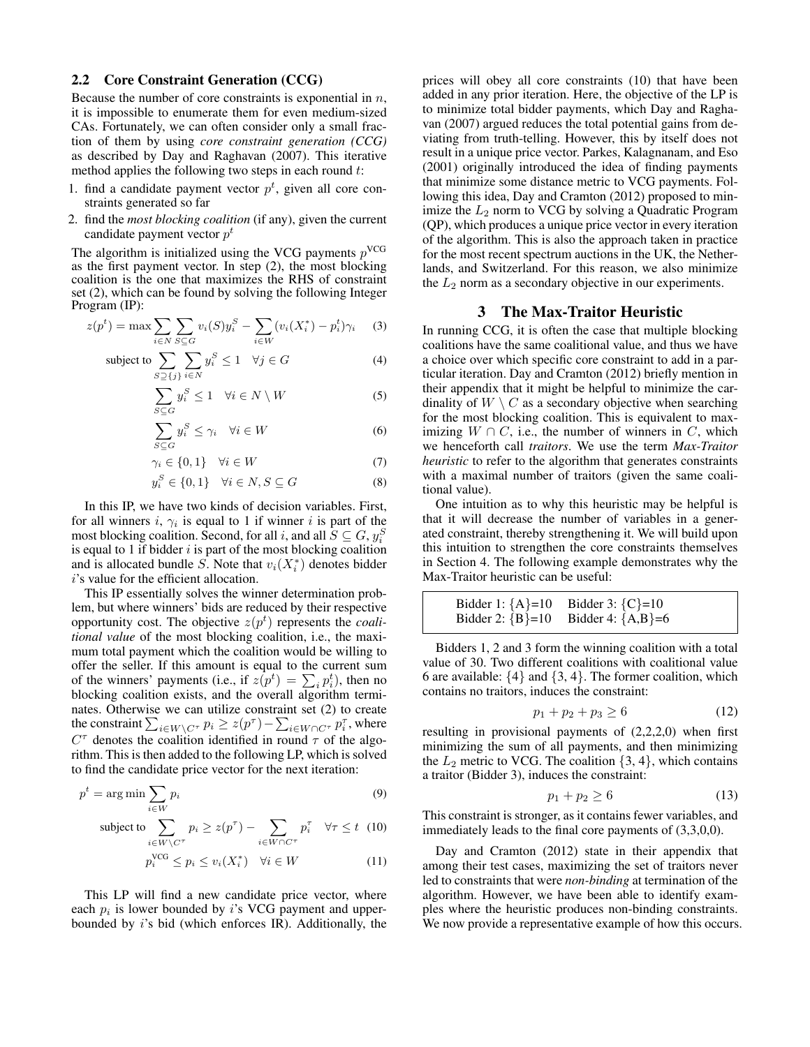### 2.2 Core Constraint Generation (CCG)

Because the number of core constraints is exponential in $n$, it is impossible to enumerate them for even medium-sized CAs. Fortunately, we can often consider only a small fraction of them by using *core constraint generation (CCG)* as described by Day and Raghavan (2007). This iterative method applies the following two steps in each round $t$:

1. find a candidate payment vector $p^t$, given all core constraints generated so far
2. find the *most blocking coalition* (if any), given the current candidate payment vector $p^t$

The algorithm is initialized using the VCG payments $p^{\text{VCG}}$ as the first payment vector. In step (2), the most blocking coalition is the one that maximizes the RHS of constraint set (2), which can be found by solving the following Integer Program (IP):

$$z(p^t) = \max \sum_{i \in N} \sum_{S \subseteq G} v_i(S) y_i^S - \sum_{i \in W} (v_i(X_i^*) - p_i^t)\gamma_i \quad (3)$$

$$\text{subject to} \sum_{S \supseteq \{j\}} \sum_{i \in N} y_i^S \leq 1 \quad \forall j \in G \quad (4)$$

$$\sum_{S \subseteq G} y_i^S \leq 1 \quad \forall i \in N \setminus W \quad (5)$$

$$\sum_{S \subseteq G} y_i^S \leq \gamma_i \quad \forall i \in W \quad (6)$$

$$\gamma_i \in \{0, 1\} \quad \forall i \in W \quad (7)$$

$$y_i^S \in \{0, 1\} \quad \forall i \in N, S \subseteq G \quad (8)$$

In this IP, we have two kinds of decision variables. First, for all winners $i$, $\gamma_i$ is equal to 1 if winner $i$ is part of the most blocking coalition. Second, for all $i$, and all $S \subseteq G$, $y_i^S$ is equal to 1 if bidder $i$ is part of the most blocking coalition and is allocated bundle $S$. Note that $v_i(X_i^*)$ denotes bidder $i$'s value for the efficient allocation.

This IP essentially solves the winner determination problem, but where winners' bids are reduced by their respective opportunity cost. The objective $z(p^t)$ represents the *coalitional value* of the most blocking coalition, i.e., the maximum total payment which the coalition would be willing to offer the seller. If this amount is equal to the current sum of the winners' payments (i.e., if $z(p^t) = \sum_i p_i^t$), then no blocking coalition exists, and the overall algorithm terminates. Otherwise we can utilize constraint set (2) to create the constraint $\sum_{i \in W \setminus C^\tau} p_i \geq z(p^\tau) - \sum_{i \in W \cap C^\tau} p_i^\tau$, where $C^\tau$ denotes the coalition identified in round $\tau$ of the algorithm. This is then added to the following LP, which is solved to find the candidate price vector for the next iteration:

$$p^t = \arg\min \sum_{i \in W} p_i \quad (9)$$

$$\text{subject to} \sum_{i \in W \setminus C^\tau} p_i \geq z(p^\tau) - \sum_{i \in W \cap C^\tau} p_i^\tau \quad \forall \tau \leq t \quad (10)$$

$$p_i^{\text{VCG}} \leq p_i \leq v_i(X_i^*) \quad \forall i \in W \quad (11)$$

This LP will find a new candidate price vector, where each $p_i$ is lower bounded by $i$'s VCG payment and upper-bounded by $i$'s bid (which enforces IR). Additionally, the prices will obey all core constraints (10) that have been added in any prior iteration. Here, the objective of the LP is to minimize total bidder payments, which Day and Raghavan (2007) argued reduces the total potential gains from deviating from truth-telling. However, this by itself does not result in a unique price vector. Parkes, Kalagnanam, and Eso (2001) originally introduced the idea of finding payments that minimize some distance metric to VCG payments. Following this idea, Day and Cramton (2012) proposed to minimize the $L_2$ norm to VCG by solving a Quadratic Program (QP), which produces a unique price vector in every iteration of the algorithm. This is also the approach taken in practice for the most recent spectrum auctions in the UK, the Netherlands, and Switzerland. For this reason, we also minimize the $L_2$ norm as a secondary objective in our experiments.

## 3 The Max-Traitor Heuristic

In running CCG, it is often the case that multiple blocking coalitions have the same coalitional value, and thus we have a choice over which specific core constraint to add in a particular iteration. Day and Cramton (2012) briefly mention in their appendix that it might be helpful to minimize the cardinality of $W \setminus C$ as a secondary objective when searching for the most blocking coalition. This is equivalent to maximizing $W \cap C$, i.e., the number of winners in $C$, which we henceforth call *traitors*. We use the term *Max-Traitor heuristic* to refer to the algorithm that generates constraints with a maximal number of traitors (given the same coalitional value).

One intuition as to why this heuristic may be helpful is that it will decrease the number of variables in a generated constraint, thereby strengthening it. We will build upon this intuition to strengthen the core constraints themselves in Section 4. The following example demonstrates why the Max-Traitor heuristic can be useful:

| | |
|---|---|
| Bidder 1: {A}=10 | Bidder 3: {C}=10 |
| Bidder 2: {B}=10 | Bidder 4: {A,B}=6 |

Bidders 1, 2 and 3 form the winning coalition with a total value of 30. Two different coalitions with coalitional value 6 are available: {4} and {3, 4}. The former coalition, which contains no traitors, induces the constraint:

$$p_1 + p_2 + p_3 \geq 6 \quad (12)$$

resulting in provisional payments of (2,2,2,0) when first minimizing the sum of all payments, and then minimizing the $L_2$ metric to VCG. The coalition {3, 4}, which contains a traitor (Bidder 3), induces the constraint:

$$p_1 + p_2 \geq 6 \quad (13)$$

This constraint is stronger, as it contains fewer variables, and immediately leads to the final core payments of (3,3,0,0).

Day and Cramton (2012) state in their appendix that among their test cases, maximizing the set of traitors never led to constraints that were *non-binding* at termination of the algorithm. However, we have been able to identify examples where the heuristic produces non-binding constraints. We now provide a representative example of how this occurs.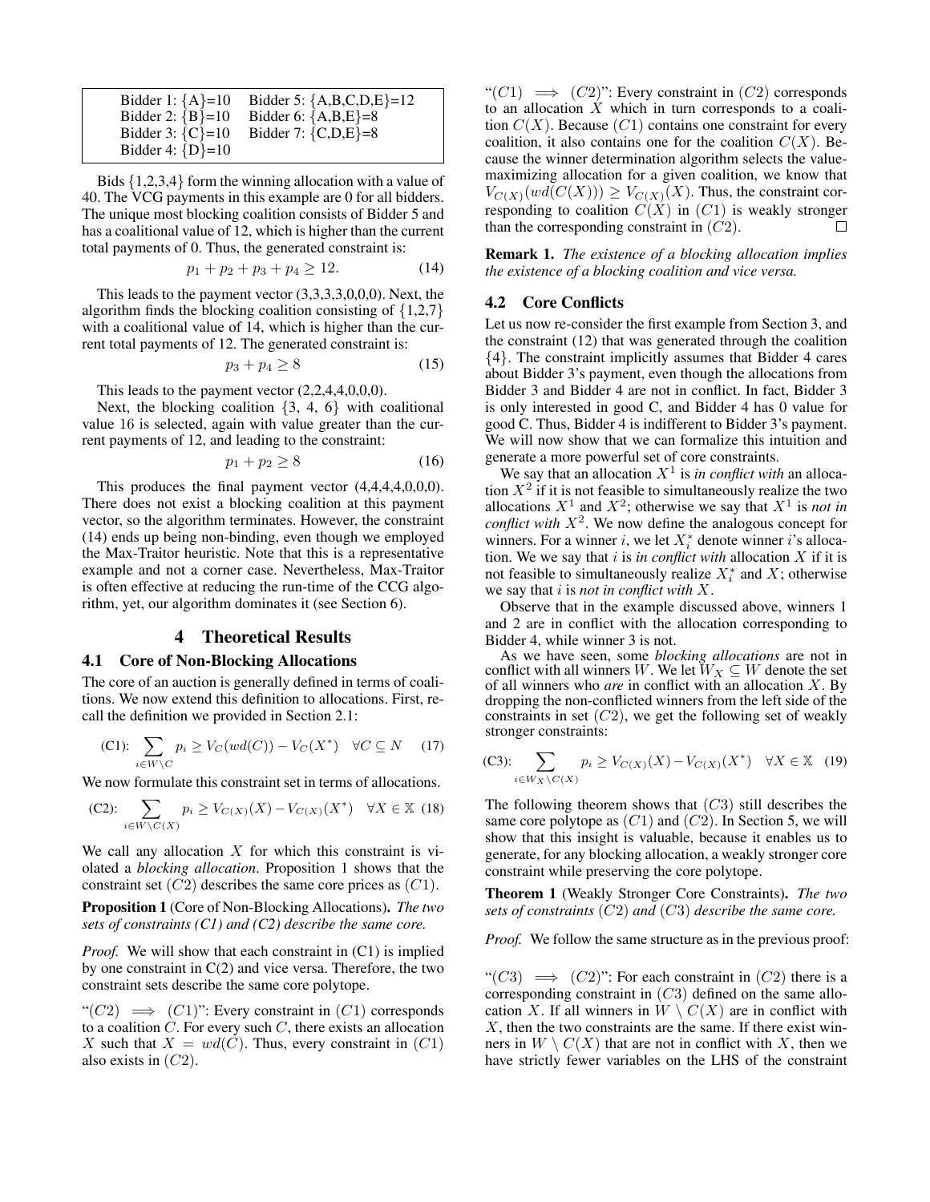| Bidder 1: {A}=10 | Bidder 5: {A,B,C,D,E}=12 |
|---|---|
| Bidder 2: {B}=10 | Bidder 6: {A,B,E}=8 |
| Bidder 3: {C}=10 | Bidder 7: {C,D,E}=8 |
| Bidder 4: {D}=10 | |

Bids {1,2,3,4} form the winning allocation with a value of 40. The VCG payments in this example are 0 for all bidders. The unique most blocking coalition consists of Bidder 5 and has a coalitional value of 12, which is higher than the current total payments of 0. Thus, the generated constraint is:

$$p_1 + p_2 + p_3 + p_4 \geq 12. \tag{14}$$

This leads to the payment vector (3,3,3,3,0,0,0). Next, the algorithm finds the blocking coalition consisting of {1,2,7} with a coalitional value of 14, which is higher than the current total payments of 12. The generated constraint is:

$$p_3 + p_4 \geq 8 \tag{15}$$

This leads to the payment vector (2,2,4,4,0,0,0).

Next, the blocking coalition {3, 4, 6} with coalitional value 16 is selected, again with value greater than the current payments of 12, and leading to the constraint:

$$p_1 + p_2 \geq 8 \tag{16}$$

This produces the final payment vector (4,4,4,4,0,0,0). There does not exist a blocking coalition at this payment vector, so the algorithm terminates. However, the constraint (14) ends up being non-binding, even though we employed the Max-Traitor heuristic. Note that this is a representative example and not a corner case. Nevertheless, Max-Traitor is often effective at reducing the run-time of the CCG algorithm, yet, our algorithm dominates it (see Section 6).

# 4 Theoretical Results

## 4.1 Core of Non-Blocking Allocations

The core of an auction is generally defined in terms of coalitions. We now extend this definition to allocations. First, recall the definition we provided in Section 2.1:

$$\text{(C1):} \sum_{i \in W \setminus C} p_i \geq V_C(wd(C)) - V_C(X^*) \quad \forall C \subseteq N \tag{17}$$

We now formulate this constraint set in terms of allocations.

$$\text{(C2):} \sum_{i \in W \setminus C(X)} p_i \geq V_{C(X)}(X) - V_{C(X)}(X^*) \quad \forall X \in \mathbb{X} \tag{18}$$

We call any allocation $X$ for which this constraint is violated a *blocking allocation*. Proposition 1 shows that the constraint set $(C2)$ describes the same core prices as $(C1)$.

**Proposition 1** (Core of Non-Blocking Allocations). *The two sets of constraints (C1) and (C2) describe the same core.*

*Proof.* We will show that each constraint in (C1) is implied by one constraint in C(2) and vice versa. Therefore, the two constraint sets describe the same core polytope.

"$(C2) \implies (C1)$": Every constraint in $(C1)$ corresponds to a coalition $C$. For every such $C$, there exists an allocation $X$ such that $X = wd(C)$. Thus, every constraint in $(C1)$ also exists in $(C2)$.

"$(C1) \implies (C2)$": Every constraint in $(C2)$ corresponds to an allocation $X$ which in turn corresponds to a coalition $C(X)$. Because $(C1)$ contains one constraint for every coalition, it also contains one for the coalition $C(X)$. Because the winner determination algorithm selects the value-maximizing allocation for a given coalition, we know that $V_{C(X)}(wd(C(X))) \geq V_{C(X)}(X)$. Thus, the constraint corresponding to coalition $C(X)$ in $(C1)$ is weakly stronger than the corresponding constraint in $(C2)$. □

**Remark 1.** *The existence of a blocking allocation implies the existence of a blocking coalition and vice versa.*

## 4.2 Core Conflicts

Let us now re-consider the first example from Section 3, and the constraint (12) that was generated through the coalition {4}. The constraint implicitly assumes that Bidder 4 cares about Bidder 3's payment, even though the allocations from Bidder 3 and Bidder 4 are not in conflict. In fact, Bidder 3 is only interested in good C, and Bidder 4 has 0 value for good C. Thus, Bidder 4 is indifferent to Bidder 3's payment. We will now show that we can formalize this intuition and generate a more powerful set of core constraints.

We say that an allocation $X^1$ is *in conflict with* an allocation $X^2$ if it is not feasible to simultaneously realize the two allocations $X^1$ and $X^2$; otherwise we say that $X^1$ is *not in conflict with* $X^2$. We now define the analogous concept for winners. For a winner $i$, we let $X_i^*$ denote winner $i$'s allocation. We we say that $i$ is *in conflict with* allocation $X$ if it is not feasible to simultaneously realize $X_i^*$ and $X$; otherwise we say that $i$ is *not in conflict with* $X$.

Observe that in the example discussed above, winners 1 and 2 are in conflict with the allocation corresponding to Bidder 4, while winner 3 is not.

As we have seen, some *blocking allocations* are not in conflict with all winners $W$. We let $W_X \subseteq W$ denote the set of all winners who *are* in conflict with an allocation $X$. By dropping the non-conflicted winners from the left side of the constraints in set $(C2)$, we get the following set of weakly stronger constraints:

$$\text{(C3):} \sum_{i \in W_X \setminus C(X)} p_i \geq V_{C(X)}(X) - V_{C(X)}(X^*) \quad \forall X \in \mathbb{X} \tag{19}$$

The following theorem shows that $(C3)$ still describes the same core polytope as $(C1)$ and $(C2)$. In Section 5, we will show that this insight is valuable, because it enables us to generate, for any blocking allocation, a weakly stronger core constraint while preserving the core polytope.

**Theorem 1** (Weakly Stronger Core Constraints). *The two sets of constraints $(C2)$ and $(C3)$ describe the same core.*

*Proof.* We follow the same structure as in the previous proof:

"$(C3) \implies (C2)$": For each constraint in $(C2)$ there is a corresponding constraint in $(C3)$ defined on the same allocation $X$. If all winners in $W \setminus C(X)$ are in conflict with $X$, then the two constraints are the same. If there exist winners in $W \setminus C(X)$ that are not in conflict with $X$, then we have strictly fewer variables on the LHS of the constraint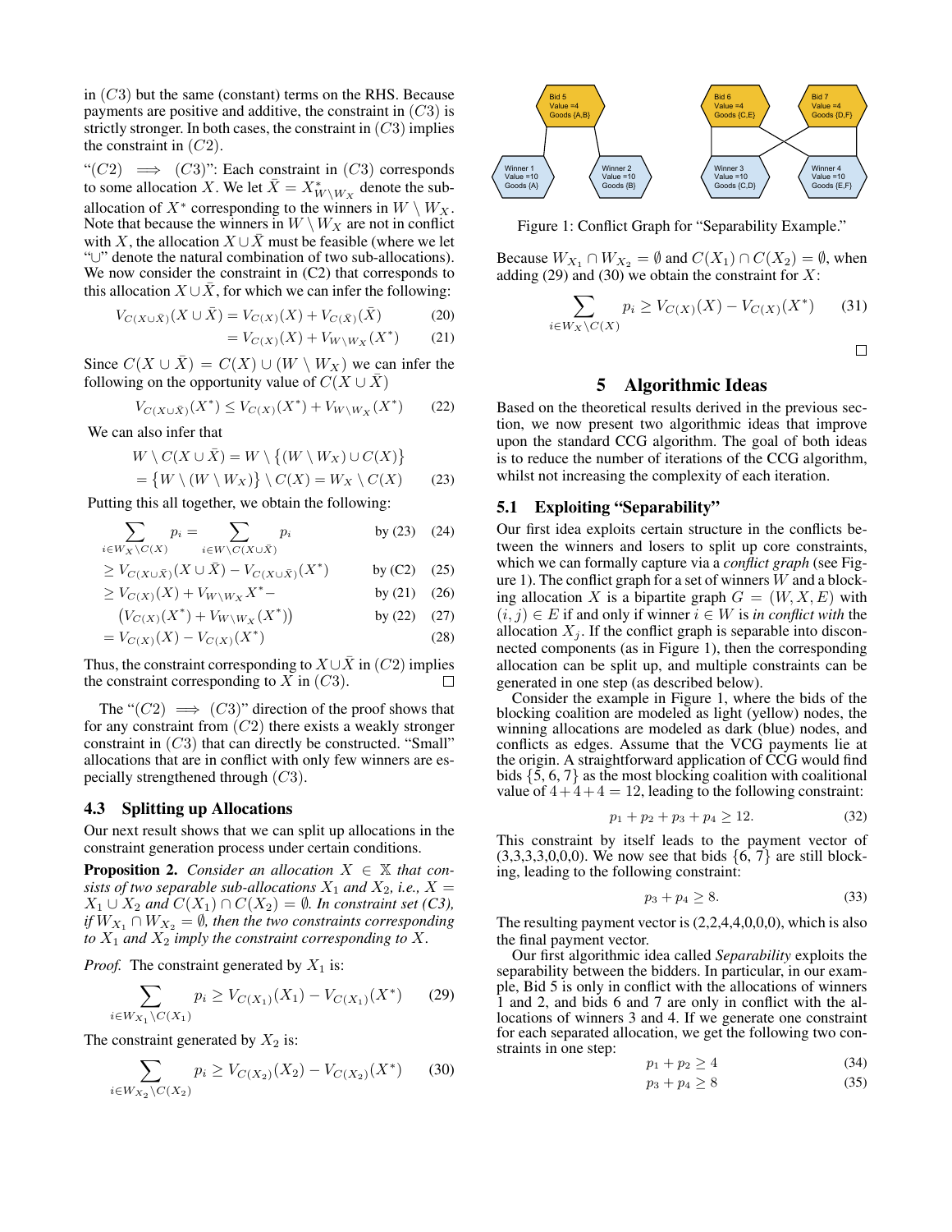in $(C3)$ but the same (constant) terms on the RHS. Because payments are positive and additive, the constraint in $(C3)$ is strictly stronger. In both cases, the constraint in $(C3)$ implies the constraint in $(C2)$.

"$(C2) \implies (C3)$": Each constraint in $(C3)$ corresponds to some allocation $X$. We let $\bar{X} = X^*_{W \setminus W_X}$ denote the sub-allocation of $X^*$ corresponding to the winners in $W \setminus W_X$. Note that because the winners in $W \setminus W_X$ are not in conflict with $X$, the allocation $X \cup \bar{X}$ must be feasible (where we let "$\cup$" denote the natural combination of two sub-allocations). We now consider the constraint in (C2) that corresponds to this allocation $X \cup \bar{X}$, for which we can infer the following:

$$V_{C(X \cup \bar{X})}(X \cup \bar{X}) = V_{C(X)}(X) + V_{C(\bar{X})}(\bar{X}) \tag{20}$$

$$= V_{C(X)}(X) + V_{W \setminus W_X}(X^*) \tag{21}$$

Since $C(X \cup \bar{X}) = C(X) \cup (W \setminus W_X)$ we can infer the following on the opportunity value of $C(X \cup \bar{X})$

$$V_{C(X \cup \bar{X})}(X^*) \leq V_{C(X)}(X^*) + V_{W \setminus W_X}(X^*) \tag{22}$$

We can also infer that

$$W \setminus C(X \cup \bar{X}) = W \setminus \{(W \setminus W_X) \cup C(X)\}$$

$$= \{W \setminus (W \setminus W_X)\} \setminus C(X) = W_X \setminus C(X) \tag{23}$$

Putting this all together, we obtain the following:

$$\sum_{i \in W_X \setminus C(X)} p_i = \sum_{i \in W \setminus C(X \cup \bar{X})} p_i \qquad \text{by (23)} \tag{24}$$

$$\geq V_{C(X \cup \bar{X})}(X \cup \bar{X}) - V_{C(X \cup \bar{X})}(X^*) \qquad \text{by (C2)} \tag{25}$$

$$\geq V_{C(X)}(X) + V_{W \setminus W_X} X^* - \qquad \text{by (21)} \tag{26}$$

$$\left(V_{C(X)}(X^*) + V_{W \setminus W_X}(X^*)\right) \qquad \text{by (22)} \tag{27}$$

$$= V_{C(X)}(X) - V_{C(X)}(X^*) \tag{28}$$

Thus, the constraint corresponding to $X \cup \bar{X}$ in $(C2)$ implies the constraint corresponding to $X$ in $(C3)$. ☐

The "$(C2) \implies (C3)$" direction of the proof shows that for any constraint from $(C2)$ there exists a weakly stronger constraint in $(C3)$ that can directly be constructed. "Small" allocations that are in conflict with only few winners are especially strengthened through $(C3)$.

### 4.3 Splitting up Allocations

Our next result shows that we can split up allocations in the constraint generation process under certain conditions.

**Proposition 2.** *Consider an allocation $X \in \mathbb{X}$ that consists of two separable sub-allocations $X_1$ and $X_2$, i.e., $X = X_1 \cup X_2$ and $C(X_1) \cap C(X_2) = \emptyset$. In constraint set (C3), if $W_{X_1} \cap W_{X_2} = \emptyset$, then the two constraints corresponding to $X_1$ and $X_2$ imply the constraint corresponding to $X$.*

*Proof.* The constraint generated by $X_1$ is:

$$\sum_{i \in W_{X_1} \setminus C(X_1)} p_i \geq V_{C(X_1)}(X_1) - V_{C(X_1)}(X^*) \tag{29}$$

The constraint generated by $X_2$ is:

$$\sum_{i \in W_{X_2} \setminus C(X_2)} p_i \geq V_{C(X_2)}(X_2) - V_{C(X_2)}(X^*) \tag{30}$$

Because $W_{X_1} \cap W_{X_2} = \emptyset$ and $C(X_1) \cap C(X_2) = \emptyset$, when adding (29) and (30) we obtain the constraint for $X$:

$$\sum_{i \in W_X \setminus C(X)} p_i \geq V_{C(X)}(X) - V_{C(X)}(X^*) \tag{31}$$

☐

Figure 1: Conflict Graph for "Separability Example."

## 5 Algorithmic Ideas

Based on the theoretical results derived in the previous section, we now present two algorithmic ideas that improve upon the standard CCG algorithm. The goal of both ideas is to reduce the number of iterations of the CCG algorithm, whilst not increasing the complexity of each iteration.

### 5.1 Exploiting "Separability"

Our first idea exploits certain structure in the conflicts between the winners and losers to split up core constraints, which we can formally capture via a *conflict graph* (see Figure 1). The conflict graph for a set of winners $W$ and a blocking allocation $X$ is a bipartite graph $G = (W, X, E)$ with $(i, j) \in E$ if and only if winner $i \in W$ is *in conflict with* the allocation $X_j$. If the conflict graph is separable into disconnected components (as in Figure 1), then the corresponding allocation can be split up, and multiple constraints can be generated in one step (as described below).

Consider the example in Figure 1, where the bids of the blocking coalition are modeled as light (yellow) nodes, the winning allocations are modeled as dark (blue) nodes, and conflicts as edges. Assume that the VCG payments lie at the origin. A straightforward application of CCG would find bids $\{5, 6, 7\}$ as the most blocking coalition with coalitional value of $4+4+4 = 12$, leading to the following constraint:

$$p_1 + p_2 + p_3 + p_4 \geq 12. \tag{32}$$

This constraint by itself leads to the payment vector of (3,3,3,3,0,0,0). We now see that bids $\{6, 7\}$ are still blocking, leading to the following constraint:

$$p_3 + p_4 \geq 8. \tag{33}$$

The resulting payment vector is (2,2,4,4,0,0,0), which is also the final payment vector.

Our first algorithmic idea called *Separability* exploits the separability between the bidders. In particular, in our example, Bid 5 is only in conflict with the allocations of winners 1 and 2, and bids 6 and 7 are only in conflict with the allocations of winners 3 and 4. If we generate one constraint for each separated allocation, we get the following two constraints in one step:

$$p_1 + p_2 \geq 4 \tag{34}$$

$$p_3 + p_4 \geq 8 \tag{35}$$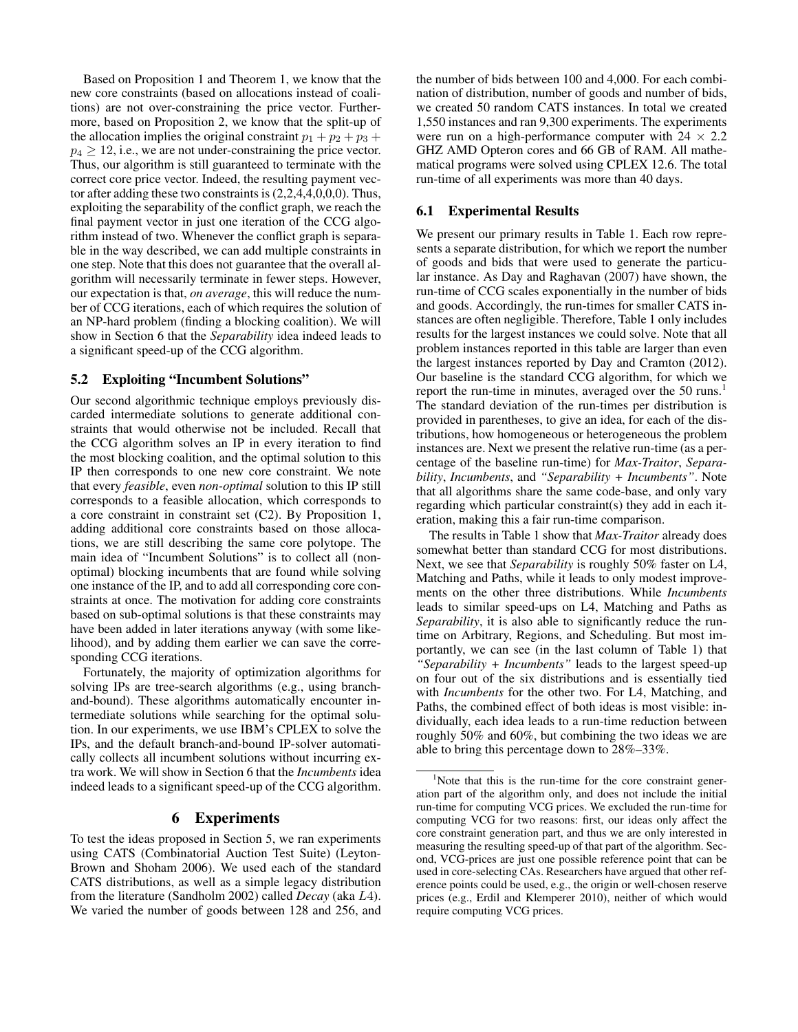Based on Proposition 1 and Theorem 1, we know that the new core constraints (based on allocations instead of coalitions) are not over-constraining the price vector. Furthermore, based on Proposition 2, we know that the split-up of the allocation implies the original constraint $p_1 + p_2 + p_3 + p_4 \geq 12$, i.e., we are not under-constraining the price vector. Thus, our algorithm is still guaranteed to terminate with the correct core price vector. Indeed, the resulting payment vector after adding these two constraints is (2,2,4,4,0,0,0). Thus, exploiting the separability of the conflict graph, we reach the final payment vector in just one iteration of the CCG algorithm instead of two. Whenever the conflict graph is separable in the way described, we can add multiple constraints in one step. Note that this does not guarantee that the overall algorithm will necessarily terminate in fewer steps. However, our expectation is that, *on average*, this will reduce the number of CCG iterations, each of which requires the solution of an NP-hard problem (finding a blocking coalition). We will show in Section 6 that the *Separability* idea indeed leads to a significant speed-up of the CCG algorithm.

### 5.2 Exploiting "Incumbent Solutions"

Our second algorithmic technique employs previously discarded intermediate solutions to generate additional constraints that would otherwise not be included. Recall that the CCG algorithm solves an IP in every iteration to find the most blocking coalition, and the optimal solution to this IP then corresponds to one new core constraint. We note that every *feasible*, even *non-optimal* solution to this IP still corresponds to a feasible allocation, which corresponds to a core constraint in constraint set (C2). By Proposition 1, adding additional core constraints based on those allocations, we are still describing the same core polytope. The main idea of "Incumbent Solutions" is to collect all (non-optimal) blocking incumbents that are found while solving one instance of the IP, and to add all corresponding core constraints at once. The motivation for adding core constraints based on sub-optimal solutions is that these constraints may have been added in later iterations anyway (with some likelihood), and by adding them earlier we can save the corresponding CCG iterations.

Fortunately, the majority of optimization algorithms for solving IPs are tree-search algorithms (e.g., using branch-and-bound). These algorithms automatically encounter intermediate solutions while searching for the optimal solution. In our experiments, we use IBM's CPLEX to solve the IPs, and the default branch-and-bound IP-solver automatically collects all incumbent solutions without incurring extra work. We will show in Section 6 that the *Incumbents* idea indeed leads to a significant speed-up of the CCG algorithm.

## 6 Experiments

To test the ideas proposed in Section 5, we ran experiments using CATS (Combinatorial Auction Test Suite) (Leyton-Brown and Shoham 2006). We used each of the standard CATS distributions, as well as a simple legacy distribution from the literature (Sandholm 2002) called *Decay* (aka $L4$). We varied the number of goods between 128 and 256, and the number of bids between 100 and 4,000. For each combination of distribution, number of goods and number of bids, we created 50 random CATS instances. In total we created 1,550 instances and ran 9,300 experiments. The experiments were run on a high-performance computer with $24 \times 2.2$ GHZ AMD Opteron cores and 66 GB of RAM. All mathematical programs were solved using CPLEX 12.6. The total run-time of all experiments was more than 40 days.

### 6.1 Experimental Results

We present our primary results in Table 1. Each row represents a separate distribution, for which we report the number of goods and bids that were used to generate the particular instance. As Day and Raghavan (2007) have shown, the run-time of CCG scales exponentially in the number of bids and goods. Accordingly, the run-times for smaller CATS instances are often negligible. Therefore, Table 1 only includes results for the largest instances we could solve. Note that all problem instances reported in this table are larger than even the largest instances reported by Day and Cramton (2012). Our baseline is the standard CCG algorithm, for which we report the run-time in minutes, averaged over the 50 runs.[1] The standard deviation of the run-times per distribution is provided in parentheses, to give an idea, for each of the distributions, how homogeneous or heterogeneous the problem instances are. Next we present the relative run-time (as a percentage of the baseline run-time) for *Max-Traitor*, *Separability*, *Incumbents*, and *"Separability + Incumbents"*. Note that all algorithms share the same code-base, and only vary regarding which particular constraint(s) they add in each iteration, making this a fair run-time comparison.

The results in Table 1 show that *Max-Traitor* already does somewhat better than standard CCG for most distributions. Next, we see that *Separability* is roughly 50% faster on L4, Matching and Paths, while it leads to only modest improvements on the other three distributions. While *Incumbents* leads to similar speed-ups on L4, Matching and Paths as *Separability*, it is also able to significantly reduce the run-time on Arbitrary, Regions, and Scheduling. But most importantly, we can see (in the last column of Table 1) that *"Separability + Incumbents"* leads to the largest speed-up on four out of the six distributions and is essentially tied with *Incumbents* for the other two. For L4, Matching, and Paths, the combined effect of both ideas is most visible: individually, each idea leads to a run-time reduction between roughly 50% and 60%, but combining the two ideas we are able to bring this percentage down to 28%–33%.

---

[1] Note that this is the run-time for the core constraint generation part of the algorithm only, and does not include the initial run-time for computing VCG prices. We excluded the run-time for computing VCG for two reasons: first, our ideas only affect the core constraint generation part, and thus we are only interested in measuring the resulting speed-up of that part of the algorithm. Second, VCG-prices are just one possible reference point that can be used in core-selecting CAs. Researchers have argued that other reference points could be used, e.g., the origin or well-chosen reserve prices (e.g., Erdil and Klemperer 2010), neither of which would require computing VCG prices.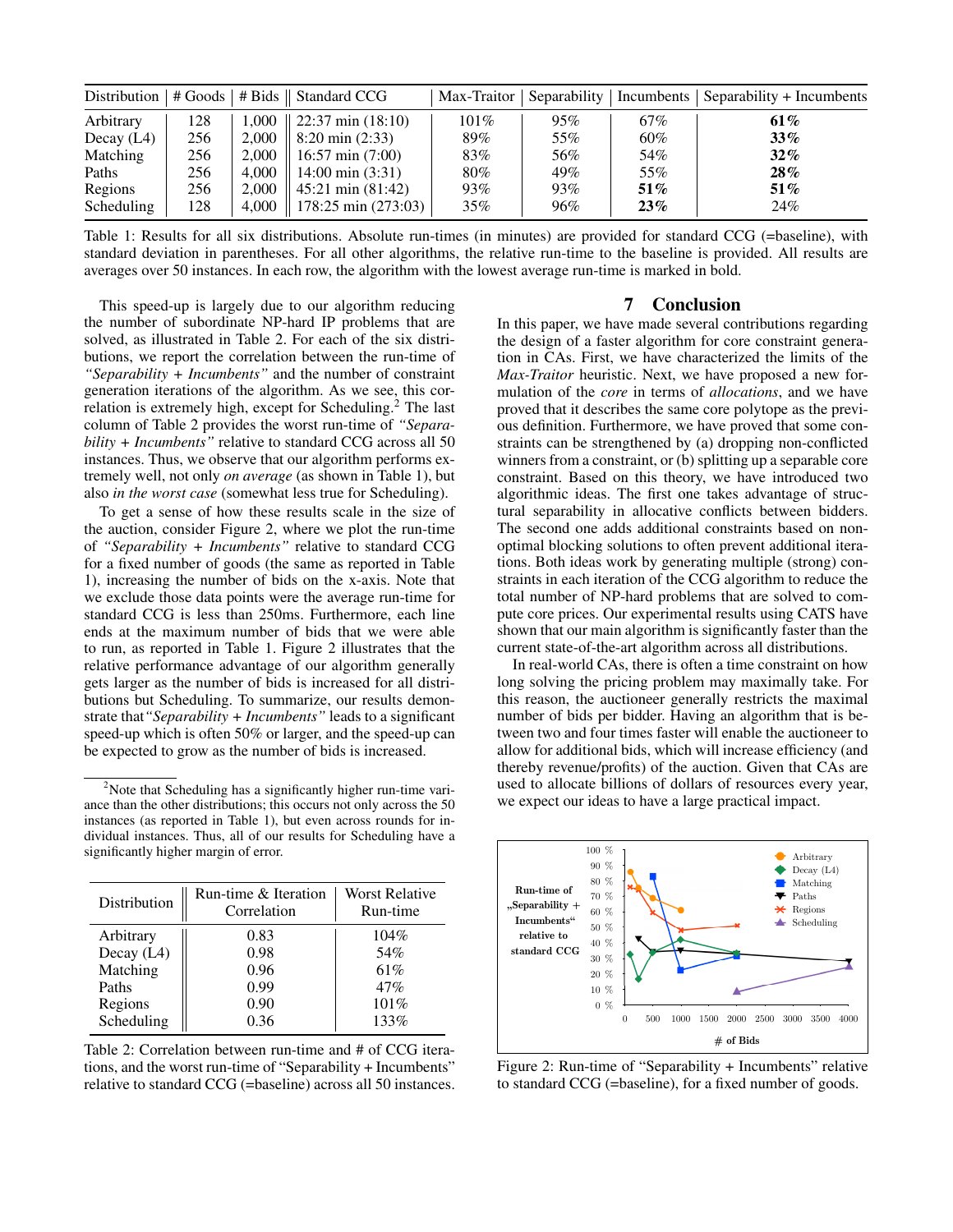| Distribution | # Goods | # Bids | Standard CCG | Max-Traitor | Separability | Incumbents | Separability + Incumbents |
|---|---|---|---|---|---|---|---|
| Arbitrary | 128 | 1,000 | 22:37 min (18:10) | 101% | 95% | 67% | **61%** |
| Decay (L4) | 256 | 2,000 | 8:20 min (2:33) | 89% | 55% | 60% | **33%** |
| Matching | 256 | 2,000 | 16:57 min (7:00) | 83% | 56% | 54% | **32%** |
| Paths | 256 | 4,000 | 14:00 min (3:31) | 80% | 49% | 55% | **28%** |
| Regions | 256 | 2,000 | 45:21 min (81:42) | 93% | 93% | **51%** | **51%** |
| Scheduling | 128 | 4,000 | 178:25 min (273:03) | 35% | 96% | **23%** | 24% |

Table 1: Results for all six distributions. Absolute run-times (in minutes) are provided for standard CCG (=baseline), with standard deviation in parentheses. For all other algorithms, the relative run-time to the baseline is provided. All results are averages over 50 instances. In each row, the algorithm with the lowest average run-time is marked in bold.

This speed-up is largely due to our algorithm reducing the number of subordinate NP-hard IP problems that are solved, as illustrated in Table 2. For each of the six distributions, we report the correlation between the run-time of *"Separability + Incumbents"* and the number of constraint generation iterations of the algorithm. As we see, this correlation is extremely high, except for Scheduling.[2] The last column of Table 2 provides the worst run-time of *"Separability + Incumbents"* relative to standard CCG across all 50 instances. Thus, we observe that our algorithm performs extremely well, not only *on average* (as shown in Table 1), but also *in the worst case* (somewhat less true for Scheduling).

To get a sense of how these results scale in the size of the auction, consider Figure 2, where we plot the run-time of *"Separability + Incumbents"* relative to standard CCG for a fixed number of goods (the same as reported in Table 1), increasing the number of bids on the x-axis. Note that we exclude those data points were the average run-time for standard CCG is less than 250ms. Furthermore, each line ends at the maximum number of bids that we were able to run, as reported in Table 1. Figure 2 illustrates that the relative performance advantage of our algorithm generally gets larger as the number of bids is increased for all distributions but Scheduling. To summarize, our results demonstrate that *"Separability + Incumbents"* leads to a significant speed-up which is often 50% or larger, and the speed-up can be expected to grow as the number of bids is increased.

[2] Note that Scheduling has a significantly higher run-time variance than the other distributions; this occurs not only across the 50 instances (as reported in Table 1), but even across rounds for individual instances. Thus, all of our results for Scheduling have a significantly higher margin of error.

| Distribution | Run-time & Iteration Correlation | Worst Relative Run-time |
|---|---|---|
| Arbitrary | 0.83 | 104% |
| Decay (L4) | 0.98 | 54% |
| Matching | 0.96 | 61% |
| Paths | 0.99 | 47% |
| Regions | 0.90 | 101% |
| Scheduling | 0.36 | 133% |

Table 2: Correlation between run-time and # of CCG iterations, and the worst run-time of "Separability + Incumbents" relative to standard CCG (=baseline) across all 50 instances.

## 7 Conclusion

In this paper, we have made several contributions regarding the design of a faster algorithm for core constraint generation in CAs. First, we have characterized the limits of the *Max-Traitor* heuristic. Next, we have proposed a new formulation of the *core* in terms of *allocations*, and we have proved that it describes the same core polytope as the previous definition. Furthermore, we have proved that some constraints can be strengthened by (a) dropping non-conflicted winners from a constraint, or (b) splitting up a separable core constraint. Based on this theory, we have introduced two algorithmic ideas. The first one takes advantage of structural separability in allocative conflicts between bidders. The second one adds additional constraints based on non-optimal blocking solutions to often prevent additional iterations. Both ideas work by generating multiple (strong) constraints in each iteration of the CCG algorithm to reduce the total number of NP-hard problems that are solved to compute core prices. Our experimental results using CATS have shown that our main algorithm is significantly faster than the current state-of-the-art algorithm across all distributions.

In real-world CAs, there is often a time constraint on how long solving the pricing problem may maximally take. For this reason, the auctioneer generally restricts the maximal number of bids per bidder. Having an algorithm that is between two and four times faster will enable the auctioneer to allow for additional bids, which will increase efficiency (and thereby revenue/profits) of the auction. Given that CAs are used to allocate billions of dollars of resources every year, we expect our ideas to have a large practical impact.

Figure 2: Run-time of "Separability + Incumbents" relative to standard CCG (=baseline), for a fixed number of goods.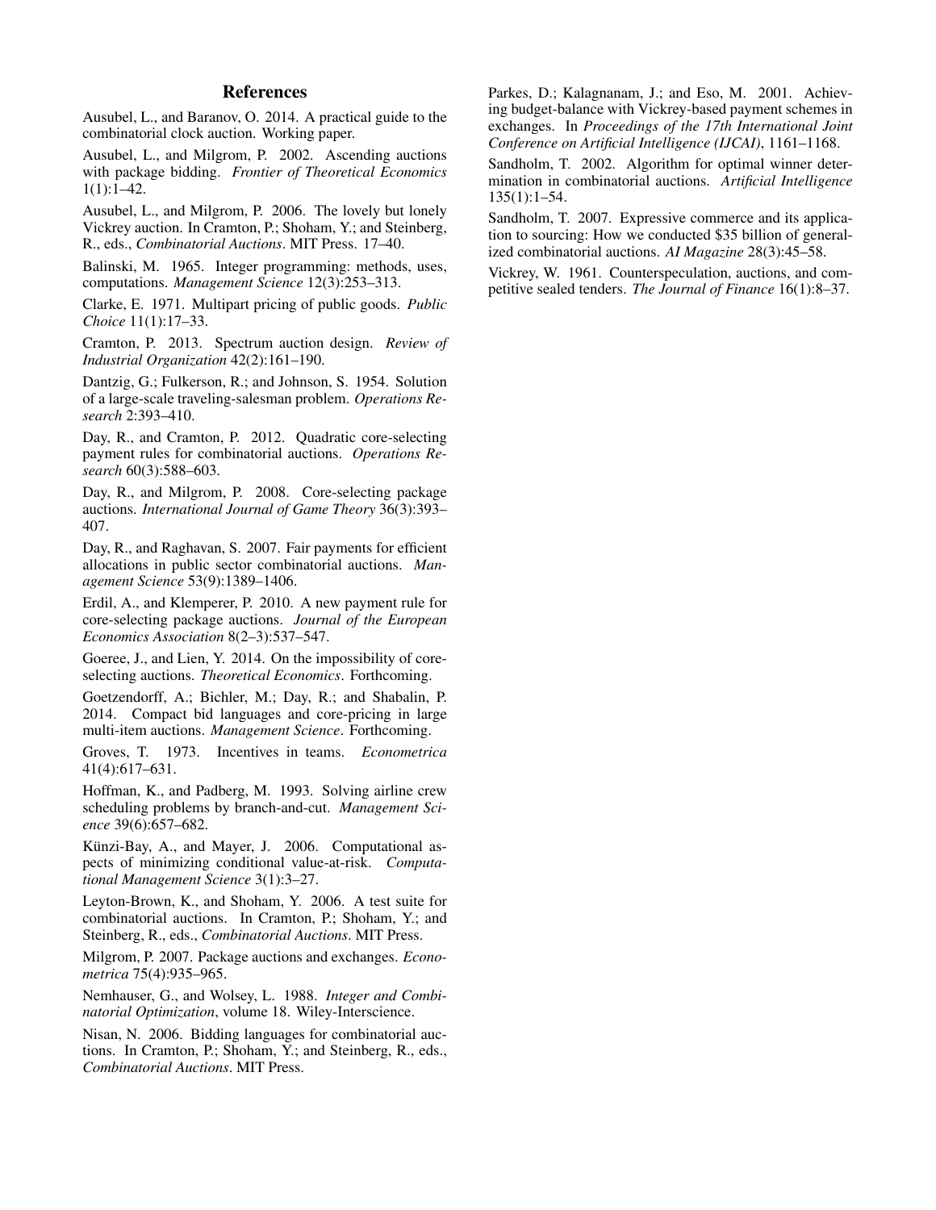## References

Ausubel, L., and Baranov, O. 2014. A practical guide to the combinatorial clock auction. Working paper.

Ausubel, L., and Milgrom, P. 2002. Ascending auctions with package bidding. *Frontier of Theoretical Economics* 1(1):1–42.

Ausubel, L., and Milgrom, P. 2006. The lovely but lonely Vickrey auction. In Cramton, P.; Shoham, Y.; and Steinberg, R., eds., *Combinatorial Auctions*. MIT Press. 17–40.

Balinski, M. 1965. Integer programming: methods, uses, computations. *Management Science* 12(3):253–313.

Clarke, E. 1971. Multipart pricing of public goods. *Public Choice* 11(1):17–33.

Cramton, P. 2013. Spectrum auction design. *Review of Industrial Organization* 42(2):161–190.

Dantzig, G.; Fulkerson, R.; and Johnson, S. 1954. Solution of a large-scale traveling-salesman problem. *Operations Research* 2:393–410.

Day, R., and Cramton, P. 2012. Quadratic core-selecting payment rules for combinatorial auctions. *Operations Research* 60(3):588–603.

Day, R., and Milgrom, P. 2008. Core-selecting package auctions. *International Journal of Game Theory* 36(3):393–407.

Day, R., and Raghavan, S. 2007. Fair payments for efficient allocations in public sector combinatorial auctions. *Management Science* 53(9):1389–1406.

Erdil, A., and Klemperer, P. 2010. A new payment rule for core-selecting package auctions. *Journal of the European Economics Association* 8(2–3):537–547.

Goeree, J., and Lien, Y. 2014. On the impossibility of core-selecting auctions. *Theoretical Economics*. Forthcoming.

Goetzendorff, A.; Bichler, M.; Day, R.; and Shabalin, P. 2014. Compact bid languages and core-pricing in large multi-item auctions. *Management Science*. Forthcoming.

Groves, T. 1973. Incentives in teams. *Econometrica* 41(4):617–631.

Hoffman, K., and Padberg, M. 1993. Solving airline crew scheduling problems by branch-and-cut. *Management Science* 39(6):657–682.

Künzi-Bay, A., and Mayer, J. 2006. Computational aspects of minimizing conditional value-at-risk. *Computational Management Science* 3(1):3–27.

Leyton-Brown, K., and Shoham, Y. 2006. A test suite for combinatorial auctions. In Cramton, P.; Shoham, Y.; and Steinberg, R., eds., *Combinatorial Auctions*. MIT Press.

Milgrom, P. 2007. Package auctions and exchanges. *Econometrica* 75(4):935–965.

Nemhauser, G., and Wolsey, L. 1988. *Integer and Combinatorial Optimization*, volume 18. Wiley-Interscience.

Nisan, N. 2006. Bidding languages for combinatorial auctions. In Cramton, P.; Shoham, Y.; and Steinberg, R., eds., *Combinatorial Auctions*. MIT Press.

Parkes, D.; Kalagnanam, J.; and Eso, M. 2001. Achieving budget-balance with Vickrey-based payment schemes in exchanges. In *Proceedings of the 17th International Joint Conference on Artificial Intelligence (IJCAI)*, 1161–1168.

Sandholm, T. 2002. Algorithm for optimal winner determination in combinatorial auctions. *Artificial Intelligence* 135(1):1–54.

Sandholm, T. 2007. Expressive commerce and its application to sourcing: How we conducted $35 billion of generalized combinatorial auctions. *AI Magazine* 28(3):45–58.

Vickrey, W. 1961. Counterspeculation, auctions, and competitive sealed tenders. *The Journal of Finance* 16(1):8–37.